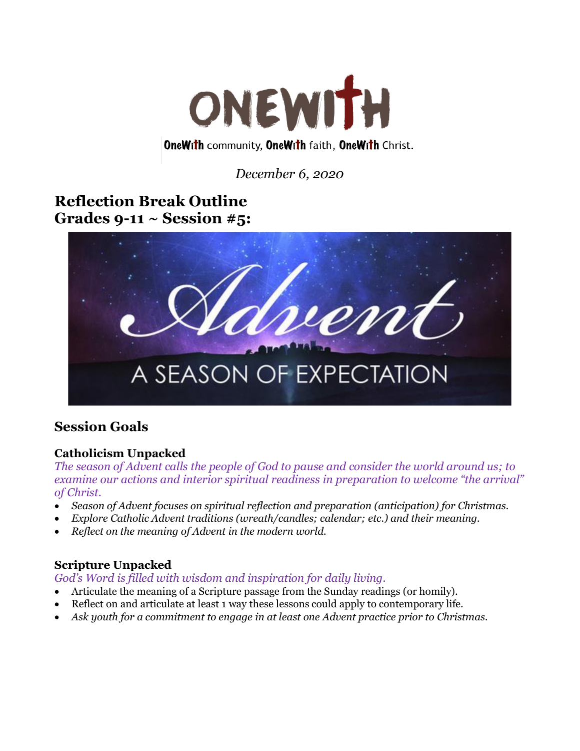ONEWITH

OneWith community, OneWith faith, OneWith Christ.

*December 6, 2020*

# Reflection Break Outline
# Grades 9-11 ~ Session #5:

## Session Goals

### Catholicism Unpacked

*The season of Advent calls the people of God to pause and consider the world around us; to examine our actions and interior spiritual readiness in preparation to welcome "the arrival" of Christ.*

- *Season of Advent focuses on spiritual reflection and preparation (anticipation) for Christmas.*
- *Explore Catholic Advent traditions (wreath/candles; calendar; etc.) and their meaning.*
- *Reflect on the meaning of Advent in the modern world.*

### Scripture Unpacked

*God's Word is filled with wisdom and inspiration for daily living.*

- Articulate the meaning of a Scripture passage from the Sunday readings (or homily).
- Reflect on and articulate at least 1 way these lessons could apply to contemporary life.
- *Ask youth for a commitment to engage in at least one Advent practice prior to Christmas.*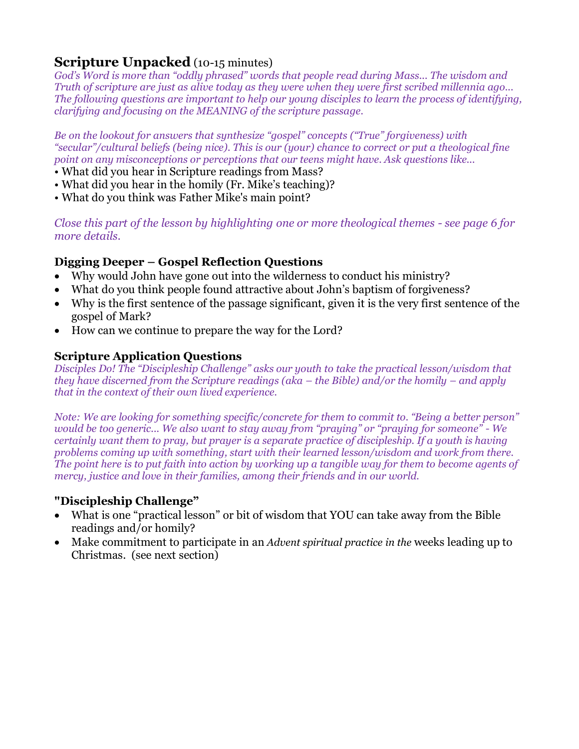## Scripture Unpacked (10-15 minutes)

*God's Word is more than "oddly phrased" words that people read during Mass… The wisdom and Truth of scripture are just as alive today as they were when they were first scribed millennia ago… The following questions are important to help our young disciples to learn the process of identifying, clarifying and focusing on the MEANING of the scripture passage.*

*Be on the lookout for answers that synthesize "gospel" concepts ("True" forgiveness) with "secular"/cultural beliefs (being nice). This is our (your) chance to correct or put a theological fine point on any misconceptions or perceptions that our teens might have. Ask questions like…*

- What did you hear in Scripture readings from Mass?
- What did you hear in the homily (Fr. Mike's teaching)?
- What do you think was Father Mike's main point?

*Close this part of the lesson by highlighting one or more theological themes - see page 6 for more details.*

### Digging Deeper – Gospel Reflection Questions

- Why would John have gone out into the wilderness to conduct his ministry?
- What do you think people found attractive about John's baptism of forgiveness?
- Why is the first sentence of the passage significant, given it is the very first sentence of the gospel of Mark?
- How can we continue to prepare the way for the Lord?

### Scripture Application Questions

*Disciples Do! The "Discipleship Challenge" asks our youth to take the practical lesson/wisdom that they have discerned from the Scripture readings (aka – the Bible) and/or the homily – and apply that in the context of their own lived experience.*

*Note: We are looking for something specific/concrete for them to commit to. "Being a better person" would be too generic… We also want to stay away from "praying" or "praying for someone" - We certainly want them to pray, but prayer is a separate practice of discipleship. If a youth is having problems coming up with something, start with their learned lesson/wisdom and work from there. The point here is to put faith into action by working up a tangible way for them to become agents of mercy, justice and love in their families, among their friends and in our world.*

### "Discipleship Challenge"

- What is one "practical lesson" or bit of wisdom that YOU can take away from the Bible readings and/or homily?
- Make commitment to participate in an *Advent spiritual practice in the* weeks leading up to Christmas. (see next section)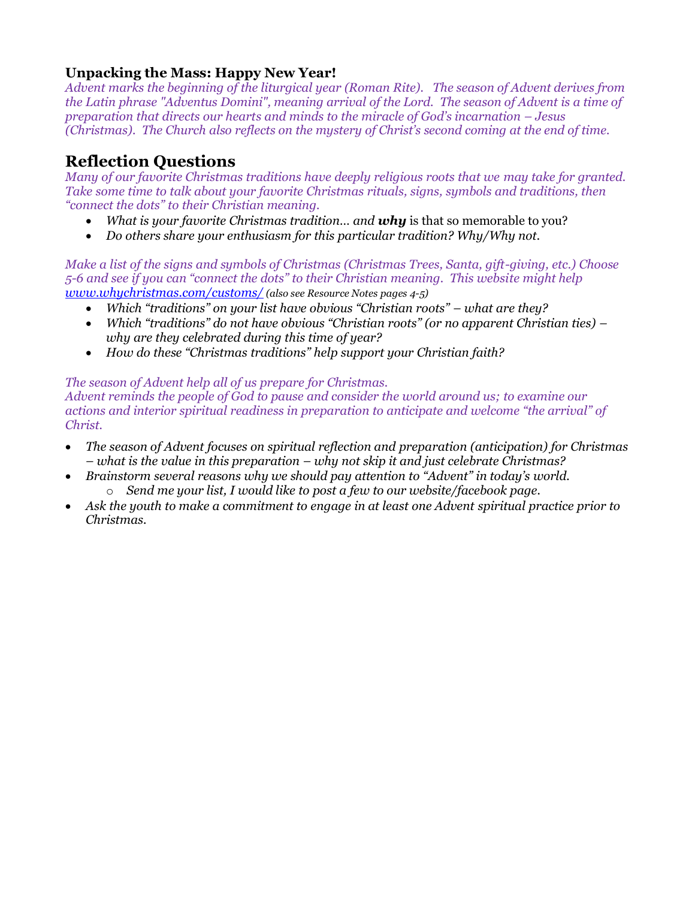### **Unpacking the Mass: Happy New Year!**

*Advent marks the beginning of the liturgical year (Roman Rite). The season of Advent derives from the Latin phrase "Adventus Domini", meaning arrival of the Lord. The season of Advent is a time of preparation that directs our hearts and minds to the miracle of God's incarnation – Jesus (Christmas). The Church also reflects on the mystery of Christ's second coming at the end of time.*

## **Reflection Questions**

*Many of our favorite Christmas traditions have deeply religious roots that we may take for granted. Take some time to talk about your favorite Christmas rituals, signs, symbols and traditions, then "connect the dots" to their Christian meaning.*

- *What is your favorite Christmas tradition… and* ***why*** is that so memorable to you?
- *Do others share your enthusiasm for this particular tradition? Why/Why not.*

*Make a list of the signs and symbols of Christmas (Christmas Trees, Santa, gift-giving, etc.) Choose 5-6 and see if you can "connect the dots" to their Christian meaning. This website might help [www.whychristmas.com/customs/](www.whychristmas.com/customs/) (also see Resource Notes pages 4-5)*

- *Which "traditions" on your list have obvious "Christian roots" – what are they?*
- *Which "traditions" do not have obvious "Christian roots" (or no apparent Christian ties) – why are they celebrated during this time of year?*
- *How do these "Christmas traditions" help support your Christian faith?*

*The season of Advent help all of us prepare for Christmas.*
*Advent reminds the people of God to pause and consider the world around us; to examine our actions and interior spiritual readiness in preparation to anticipate and welcome "the arrival" of Christ.*

- *The season of Advent focuses on spiritual reflection and preparation (anticipation) for Christmas – what is the value in this preparation – why not skip it and just celebrate Christmas?*
- *Brainstorm several reasons why we should pay attention to "Advent" in today's world.*
  - *Send me your list, I would like to post a few to our website/facebook page.*
- *Ask the youth to make a commitment to engage in at least one Advent spiritual practice prior to Christmas.*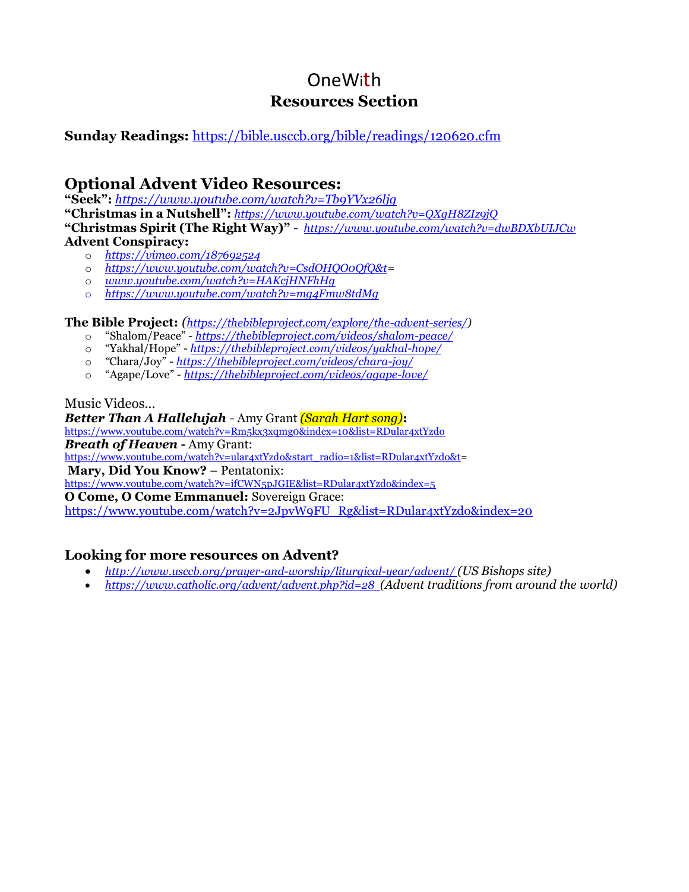# OneWith
## Resources Section

**Sunday Readings:** https://bible.usccb.org/bible/readings/120620.cfm

## Optional Advent Video Resources:

**"Seek":** *https://www.youtube.com/watch?v=Tb9YVx26ljg*
**"Christmas in a Nutshell":** *https://www.youtube.com/watch?v=QXgH8ZIz9jQ*
**"Christmas Spirit (The Right Way)"** - *https://www.youtube.com/watch?v=dwBDXbUIJCw*
**Advent Conspiracy:**

- *https://vimeo.com/187692524*
- *https://www.youtube.com/watch?v=CsdOHQO0QfQ&t*=
- *www.youtube.com/watch?v=HAKcjHNFhHg*
- *https://www.youtube.com/watch?v=mg4Fmw8tdMg*

**The Bible Project:** *(https://thebibleproject.com/explore/the-advent-series/)*

- "Shalom/Peace" - *https://thebibleproject.com/videos/shalom-peace/*
- "Yakhal/Hope" - *https://thebibleproject.com/videos/yakhal-hope/*
- "Chara/Joy" - *https://thebibleproject.com/videos/chara-joy/*
- "Agape/Love" - *https://thebibleproject.com/videos/agape-love/*

Music Videos…
***Better Than A Hallelujah*** - Amy Grant *(Sarah Hart song)***:**
https://www.youtube.com/watch?v=Rm5kx3xqmg0&index=10&list=RDular4xtYzdo
***Breath of Heaven* -** Amy Grant:
https://www.youtube.com/watch?v=ular4xtYzdo&start_radio=1&list=RDular4xtYzdo&t=
**Mary, Did You Know?** – Pentatonix:
https://www.youtube.com/watch?v=ifCWN5pJGIE&list=RDular4xtYzdo&index=5
**O Come, O Come Emmanuel:** Sovereign Grace:
https://www.youtube.com/watch?v=2JpvW9FU_Rg&list=RDular4xtYzdo&index=20

### Looking for more resources on Advent?

- *http://www.usccb.org/prayer-and-worship/liturgical-year/advent/ (US Bishops site)*
- *https://www.catholic.org/advent/advent.php?id=28 (Advent traditions from around the world)*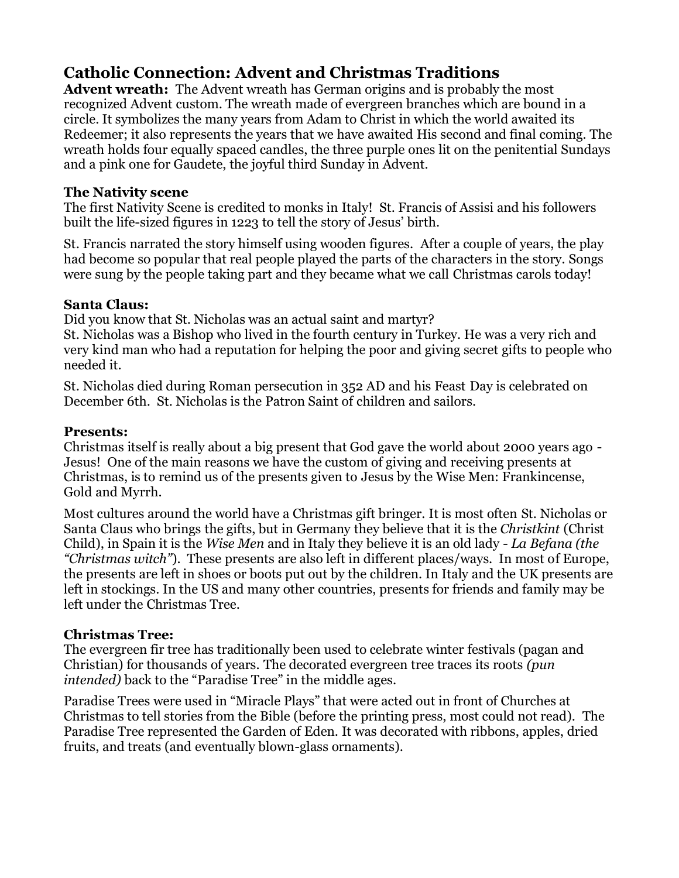## Catholic Connection: Advent and Christmas Traditions

**Advent wreath:** The Advent wreath has German origins and is probably the most recognized Advent custom. The wreath made of evergreen branches which are bound in a circle. It symbolizes the many years from Adam to Christ in which the world awaited its Redeemer; it also represents the years that we have awaited His second and final coming. The wreath holds four equally spaced candles, the three purple ones lit on the penitential Sundays and a pink one for Gaudete, the joyful third Sunday in Advent.

### The Nativity scene

The first Nativity Scene is credited to monks in Italy! St. Francis of Assisi and his followers built the life-sized figures in 1223 to tell the story of Jesus' birth.

St. Francis narrated the story himself using wooden figures. After a couple of years, the play had become so popular that real people played the parts of the characters in the story. Songs were sung by the people taking part and they became what we call Christmas carols today!

### Santa Claus:

Did you know that St. Nicholas was an actual saint and martyr?
St. Nicholas was a Bishop who lived in the fourth century in Turkey. He was a very rich and very kind man who had a reputation for helping the poor and giving secret gifts to people who needed it.

St. Nicholas died during Roman persecution in 352 AD and his Feast Day is celebrated on December 6th. St. Nicholas is the Patron Saint of children and sailors.

### Presents:

Christmas itself is really about a big present that God gave the world about 2000 years ago - Jesus! One of the main reasons we have the custom of giving and receiving presents at Christmas, is to remind us of the presents given to Jesus by the Wise Men: Frankincense, Gold and Myrrh.

Most cultures around the world have a Christmas gift bringer. It is most often St. Nicholas or Santa Claus who brings the gifts, but in Germany they believe that it is the *Christkint* (Christ Child), in Spain it is the *Wise Men* and in Italy they believe it is an old lady - *La Befana (the "Christmas witch")*. These presents are also left in different places/ways. In most of Europe, the presents are left in shoes or boots put out by the children. In Italy and the UK presents are left in stockings. In the US and many other countries, presents for friends and family may be left under the Christmas Tree.

### Christmas Tree:

The evergreen fir tree has traditionally been used to celebrate winter festivals (pagan and Christian) for thousands of years. The decorated evergreen tree traces its roots *(pun intended)* back to the "Paradise Tree" in the middle ages.

Paradise Trees were used in "Miracle Plays" that were acted out in front of Churches at Christmas to tell stories from the Bible (before the printing press, most could not read). The Paradise Tree represented the Garden of Eden. It was decorated with ribbons, apples, dried fruits, and treats (and eventually blown-glass ornaments).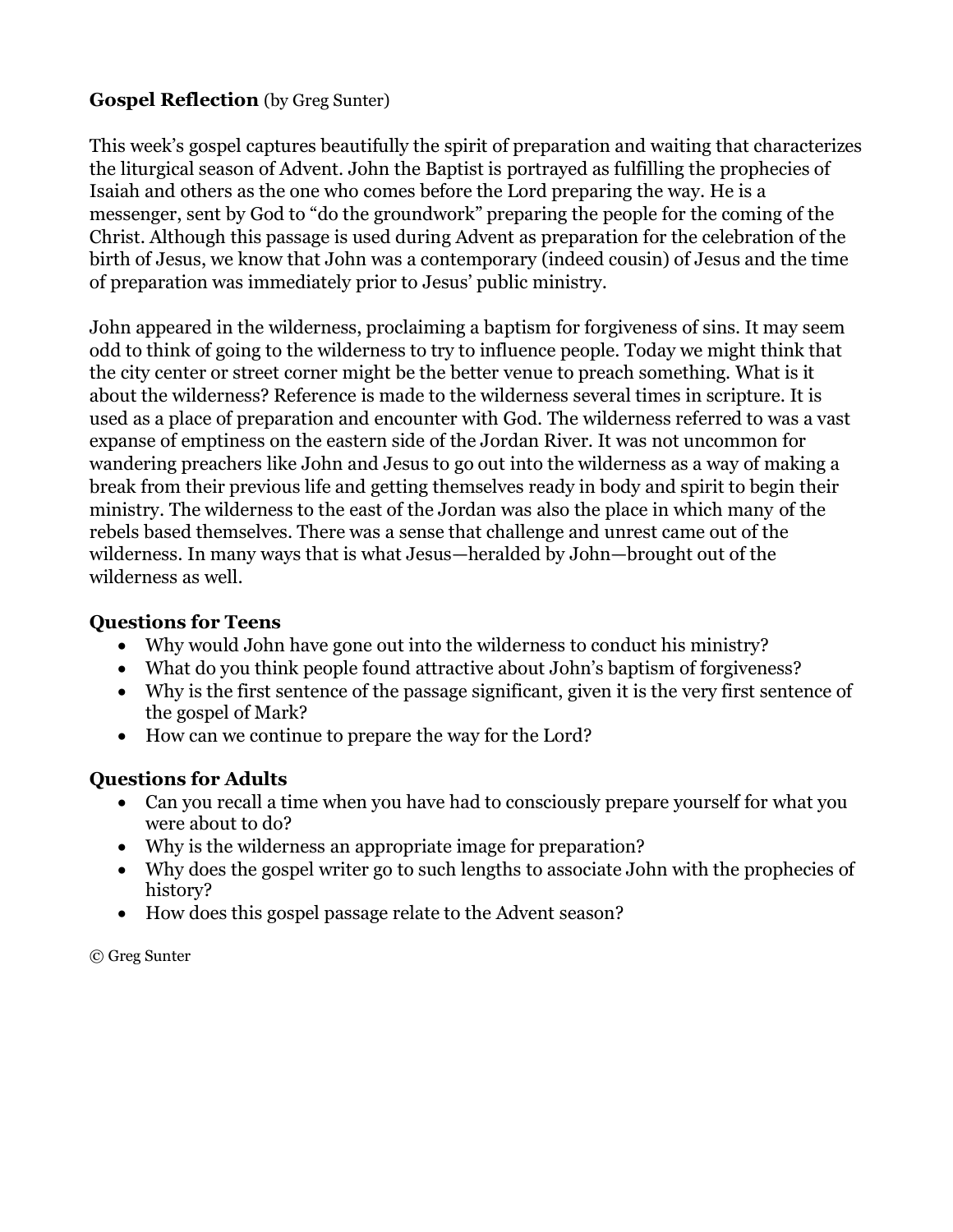**Gospel Reflection** (by Greg Sunter)

This week's gospel captures beautifully the spirit of preparation and waiting that characterizes the liturgical season of Advent. John the Baptist is portrayed as fulfilling the prophecies of Isaiah and others as the one who comes before the Lord preparing the way. He is a messenger, sent by God to "do the groundwork" preparing the people for the coming of the Christ. Although this passage is used during Advent as preparation for the celebration of the birth of Jesus, we know that John was a contemporary (indeed cousin) of Jesus and the time of preparation was immediately prior to Jesus' public ministry.

John appeared in the wilderness, proclaiming a baptism for forgiveness of sins. It may seem odd to think of going to the wilderness to try to influence people. Today we might think that the city center or street corner might be the better venue to preach something. What is it about the wilderness? Reference is made to the wilderness several times in scripture. It is used as a place of preparation and encounter with God. The wilderness referred to was a vast expanse of emptiness on the eastern side of the Jordan River. It was not uncommon for wandering preachers like John and Jesus to go out into the wilderness as a way of making a break from their previous life and getting themselves ready in body and spirit to begin their ministry. The wilderness to the east of the Jordan was also the place in which many of the rebels based themselves. There was a sense that challenge and unrest came out of the wilderness. In many ways that is what Jesus—heralded by John—brought out of the wilderness as well.

### Questions for Teens

- Why would John have gone out into the wilderness to conduct his ministry?
- What do you think people found attractive about John's baptism of forgiveness?
- Why is the first sentence of the passage significant, given it is the very first sentence of the gospel of Mark?
- How can we continue to prepare the way for the Lord?

### Questions for Adults

- Can you recall a time when you have had to consciously prepare yourself for what you were about to do?
- Why is the wilderness an appropriate image for preparation?
- Why does the gospel writer go to such lengths to associate John with the prophecies of history?
- How does this gospel passage relate to the Advent season?

© Greg Sunter